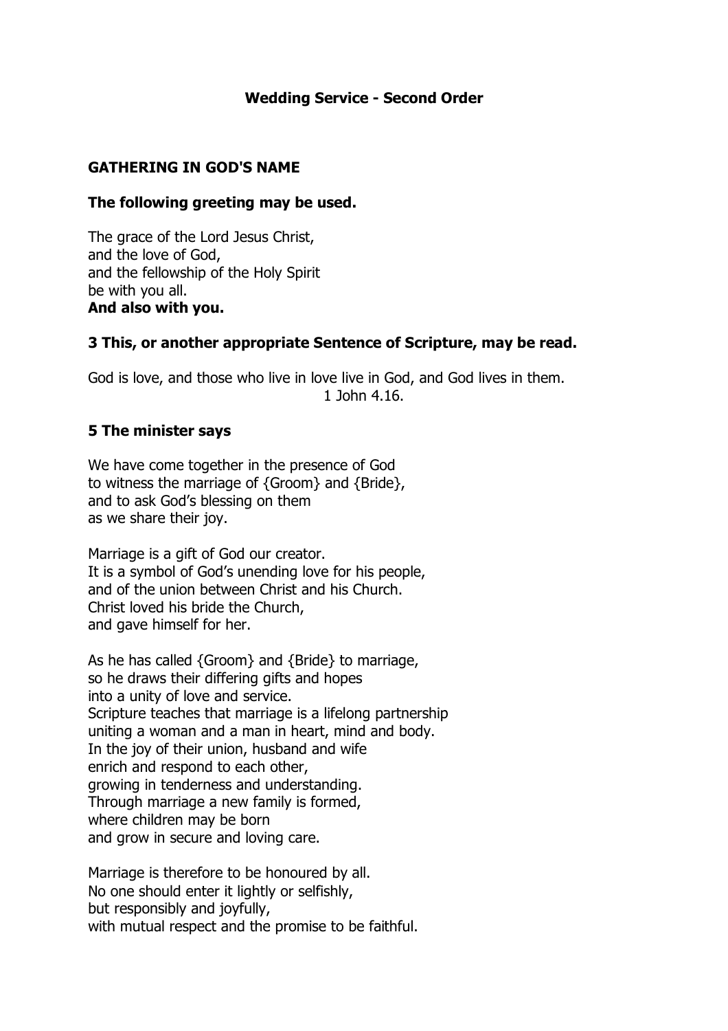# Wedding Service - Second Order

## GATHERING IN GOD'S NAME

**The following greeting may be used.**

The grace of the Lord Jesus Christ,
and the love of God,
and the fellowship of the Holy Spirit
be with you all.
**And also with you.**

**3 This, or another appropriate Sentence of Scripture, may be read.**

God is love, and those who live in love live in God, and God lives in them.
1 John 4.16.

**5 The minister says**

We have come together in the presence of God
to witness the marriage of {Groom} and {Bride},
and to ask God's blessing on them
as we share their joy.

Marriage is a gift of God our creator.
It is a symbol of God's unending love for his people,
and of the union between Christ and his Church.
Christ loved his bride the Church,
and gave himself for her.

As he has called {Groom} and {Bride} to marriage,
so he draws their differing gifts and hopes
into a unity of love and service.
Scripture teaches that marriage is a lifelong partnership
uniting a woman and a man in heart, mind and body.
In the joy of their union, husband and wife
enrich and respond to each other,
growing in tenderness and understanding.
Through marriage a new family is formed,
where children may be born
and grow in secure and loving care.

Marriage is therefore to be honoured by all.
No one should enter it lightly or selfishly,
but responsibly and joyfully,
with mutual respect and the promise to be faithful.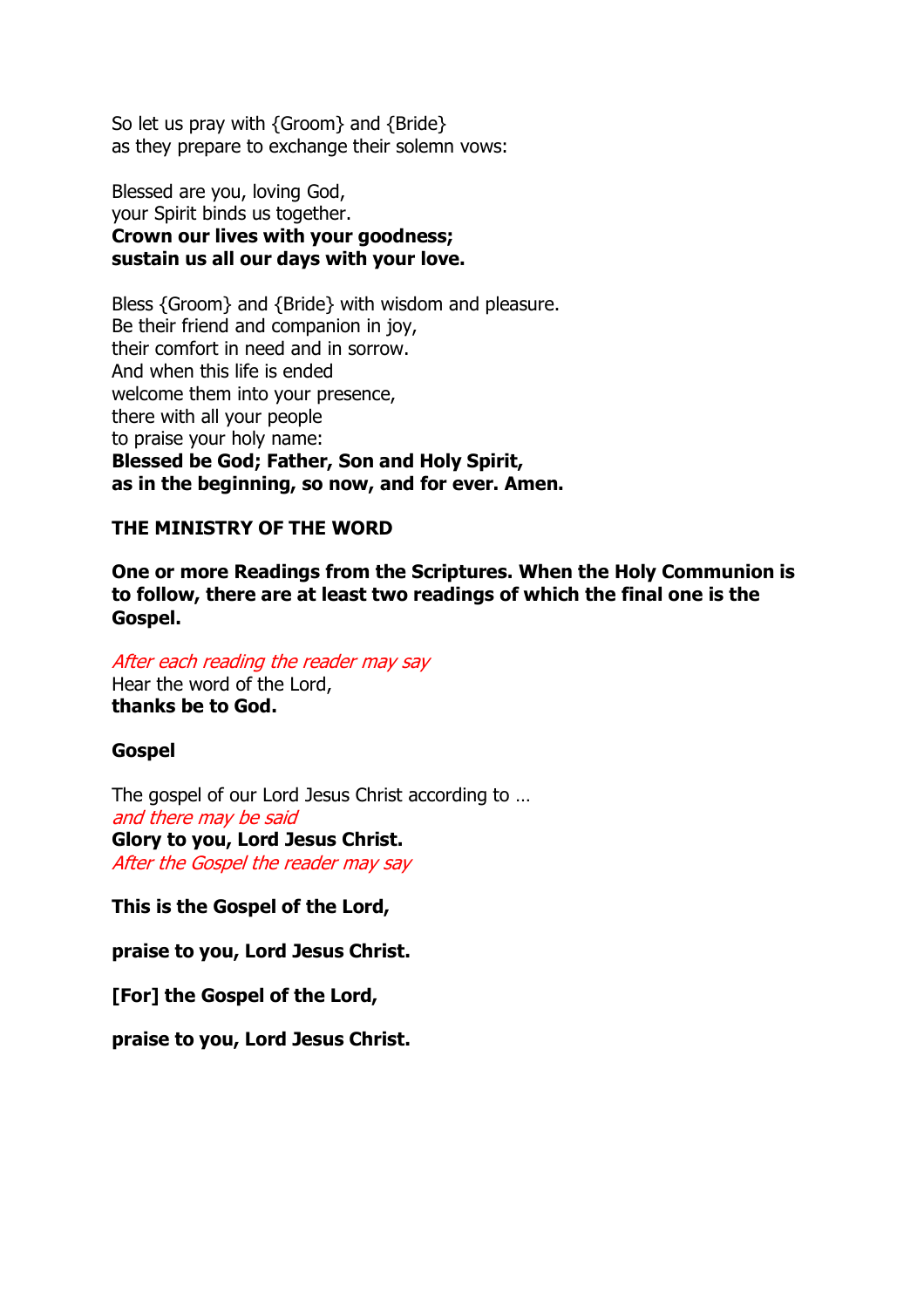So let us pray with {Groom} and {Bride}
as they prepare to exchange their solemn vows:

Blessed are you, loving God,
your Spirit binds us together.
**Crown our lives with your goodness;**
**sustain us all our days with your love.**

Bless {Groom} and {Bride} with wisdom and pleasure.
Be their friend and companion in joy,
their comfort in need and in sorrow.
And when this life is ended
welcome them into your presence,
there with all your people
to praise your holy name:
**Blessed be God; Father, Son and Holy Spirit,**
**as in the beginning, so now, and for ever. Amen.**

## THE MINISTRY OF THE WORD

**One or more Readings from the Scriptures. When the Holy Communion is to follow, there are at least two readings of which the final one is the Gospel.**

*After each reading the reader may say*
Hear the word of the Lord,
**thanks be to God.**

### Gospel

The gospel of our Lord Jesus Christ according to …
*and there may be said*
**Glory to you, Lord Jesus Christ.**
*After the Gospel the reader may say*

**This is the Gospel of the Lord,**

**praise to you, Lord Jesus Christ.**

**[For] the Gospel of the Lord,**

**praise to you, Lord Jesus Christ.**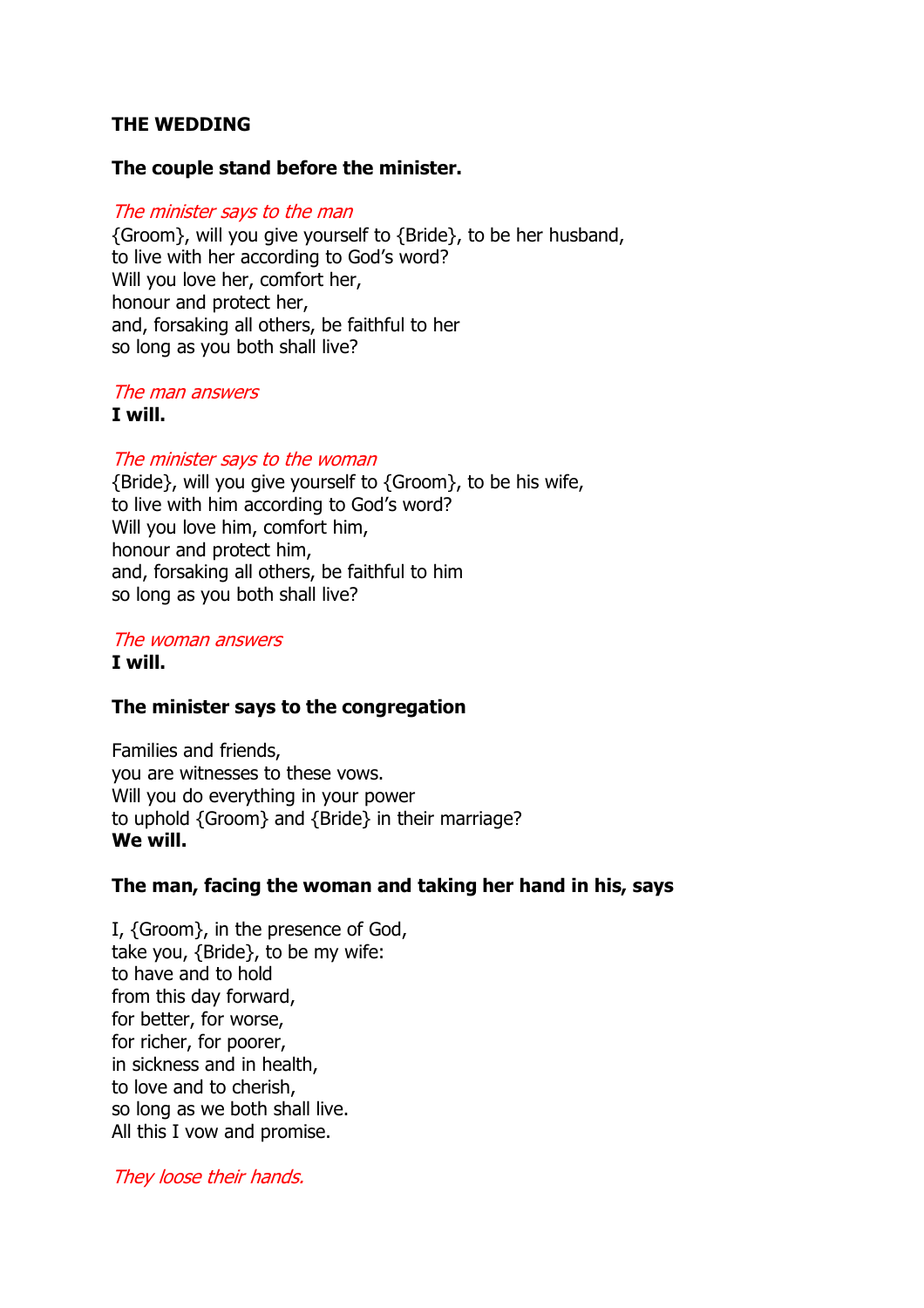**THE WEDDING**

**The couple stand before the minister.**

*The minister says to the man*
{Groom}, will you give yourself to {Bride}, to be her husband,
to live with her according to God's word?
Will you love her, comfort her,
honour and protect her,
and, forsaking all others, be faithful to her
so long as you both shall live?

*The man answers*
**I will.**

*The minister says to the woman*
{Bride}, will you give yourself to {Groom}, to be his wife,
to live with him according to God's word?
Will you love him, comfort him,
honour and protect him,
and, forsaking all others, be faithful to him
so long as you both shall live?

*The woman answers*
**I will.**

**The minister says to the congregation**

Families and friends,
you are witnesses to these vows.
Will you do everything in your power
to uphold {Groom} and {Bride} in their marriage?
**We will.**

**The man, facing the woman and taking her hand in his, says**

I, {Groom}, in the presence of God,
take you, {Bride}, to be my wife:
to have and to hold
from this day forward,
for better, for worse,
for richer, for poorer,
in sickness and in health,
to love and to cherish,
so long as we both shall live.
All this I vow and promise.

*They loose their hands.*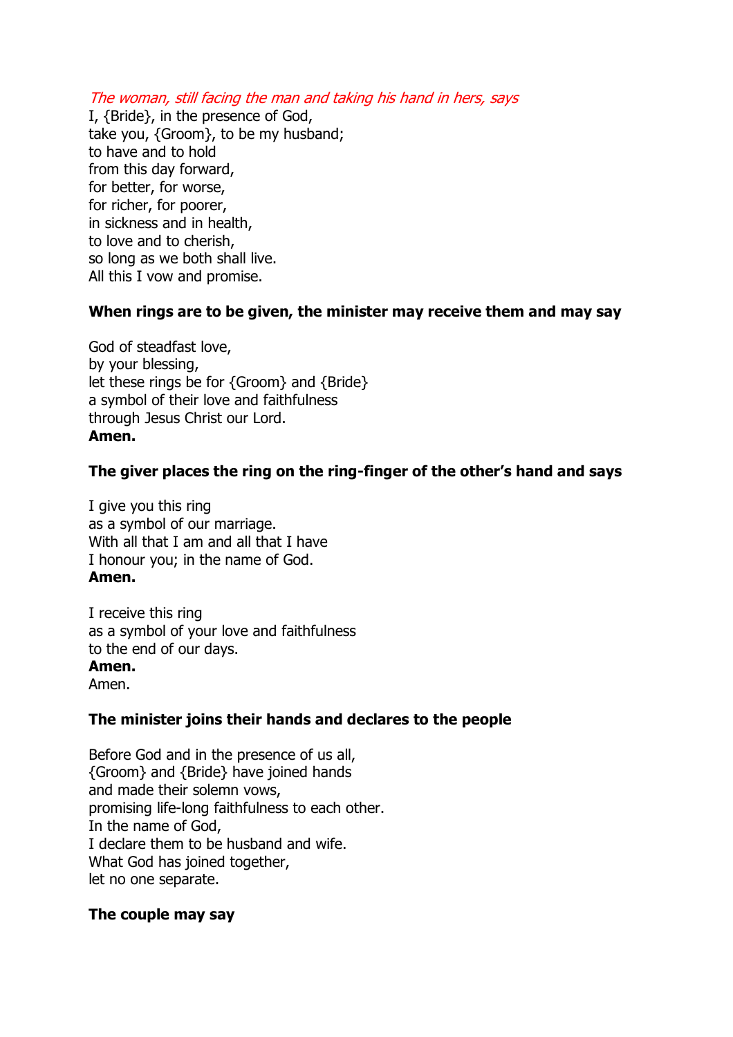*The woman, still facing the man and taking his hand in hers, says*

I, {Bride}, in the presence of God,
take you, {Groom}, to be my husband;
to have and to hold
from this day forward,
for better, for worse,
for richer, for poorer,
in sickness and in health,
to love and to cherish,
so long as we both shall live.
All this I vow and promise.

**When rings are to be given, the minister may receive them and may say**

God of steadfast love,
by your blessing,
let these rings be for {Groom} and {Bride}
a symbol of their love and faithfulness
through Jesus Christ our Lord.
**Amen.**

**The giver places the ring on the ring-finger of the other's hand and says**

I give you this ring
as a symbol of our marriage.
With all that I am and all that I have
I honour you; in the name of God.
**Amen.**

I receive this ring
as a symbol of your love and faithfulness
to the end of our days.
**Amen.**
Amen.

**The minister joins their hands and declares to the people**

Before God and in the presence of us all,
{Groom} and {Bride} have joined hands
and made their solemn vows,
promising life-long faithfulness to each other.
In the name of God,
I declare them to be husband and wife.
What God has joined together,
let no one separate.

**The couple may say**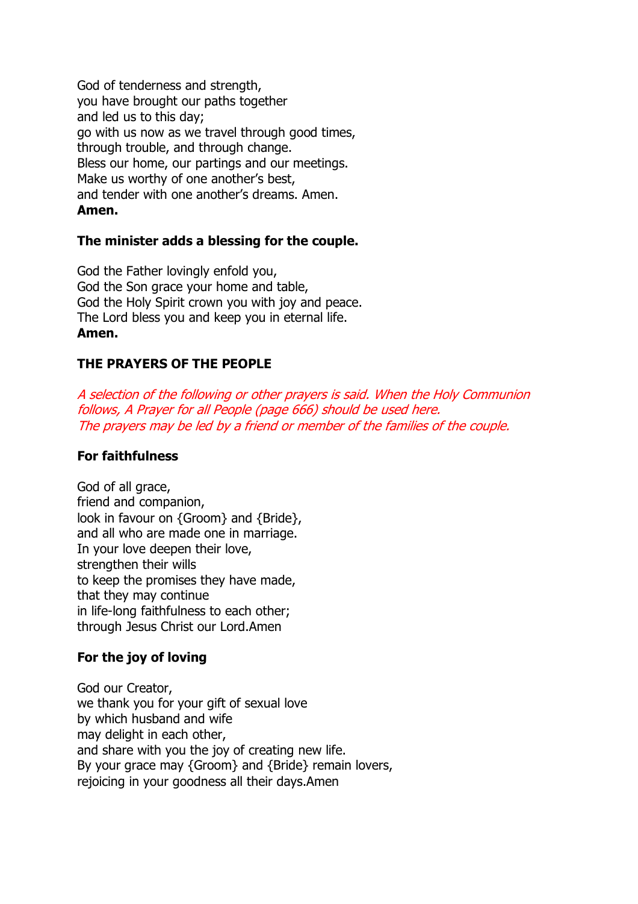God of tenderness and strength,
you have brought our paths together
and led us to this day;
go with us now as we travel through good times,
through trouble, and through change.
Bless our home, our partings and our meetings.
Make us worthy of one another's best,
and tender with one another's dreams. Amen.
**Amen.**

**The minister adds a blessing for the couple.**

God the Father lovingly enfold you,
God the Son grace your home and table,
God the Holy Spirit crown you with joy and peace.
The Lord bless you and keep you in eternal life.
**Amen.**

**THE PRAYERS OF THE PEOPLE**

*A selection of the following or other prayers is said. When the Holy Communion follows, A Prayer for all People (page 666) should be used here.*
*The prayers may be led by a friend or member of the families of the couple.*

**For faithfulness**

God of all grace,
friend and companion,
look in favour on {Groom} and {Bride},
and all who are made one in marriage.
In your love deepen their love,
strengthen their wills
to keep the promises they have made,
that they may continue
in life-long faithfulness to each other;
through Jesus Christ our Lord.Amen

**For the joy of loving**

God our Creator,
we thank you for your gift of sexual love
by which husband and wife
may delight in each other,
and share with you the joy of creating new life.
By your grace may {Groom} and {Bride} remain lovers,
rejoicing in your goodness all their days.Amen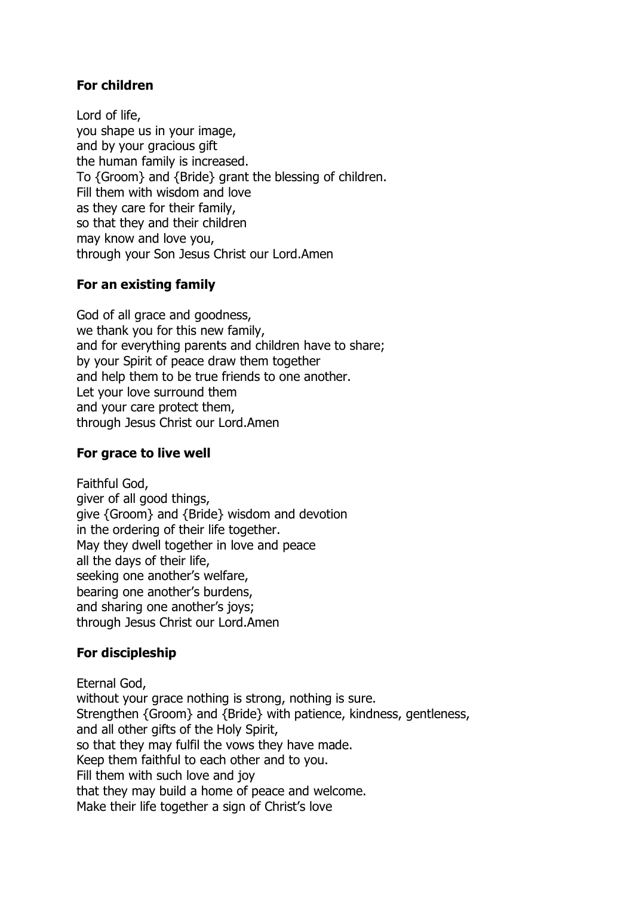**For children**

Lord of life,
you shape us in your image,
and by your gracious gift
the human family is increased.
To {Groom} and {Bride} grant the blessing of children.
Fill them with wisdom and love
as they care for their family,
so that they and their children
may know and love you,
through your Son Jesus Christ our Lord.Amen

**For an existing family**

God of all grace and goodness,
we thank you for this new family,
and for everything parents and children have to share;
by your Spirit of peace draw them together
and help them to be true friends to one another.
Let your love surround them
and your care protect them,
through Jesus Christ our Lord.Amen

**For grace to live well**

Faithful God,
giver of all good things,
give {Groom} and {Bride} wisdom and devotion
in the ordering of their life together.
May they dwell together in love and peace
all the days of their life,
seeking one another's welfare,
bearing one another's burdens,
and sharing one another's joys;
through Jesus Christ our Lord.Amen

**For discipleship**

Eternal God,
without your grace nothing is strong, nothing is sure.
Strengthen {Groom} and {Bride} with patience, kindness, gentleness,
and all other gifts of the Holy Spirit,
so that they may fulfil the vows they have made.
Keep them faithful to each other and to you.
Fill them with such love and joy
that they may build a home of peace and welcome.
Make their life together a sign of Christ's love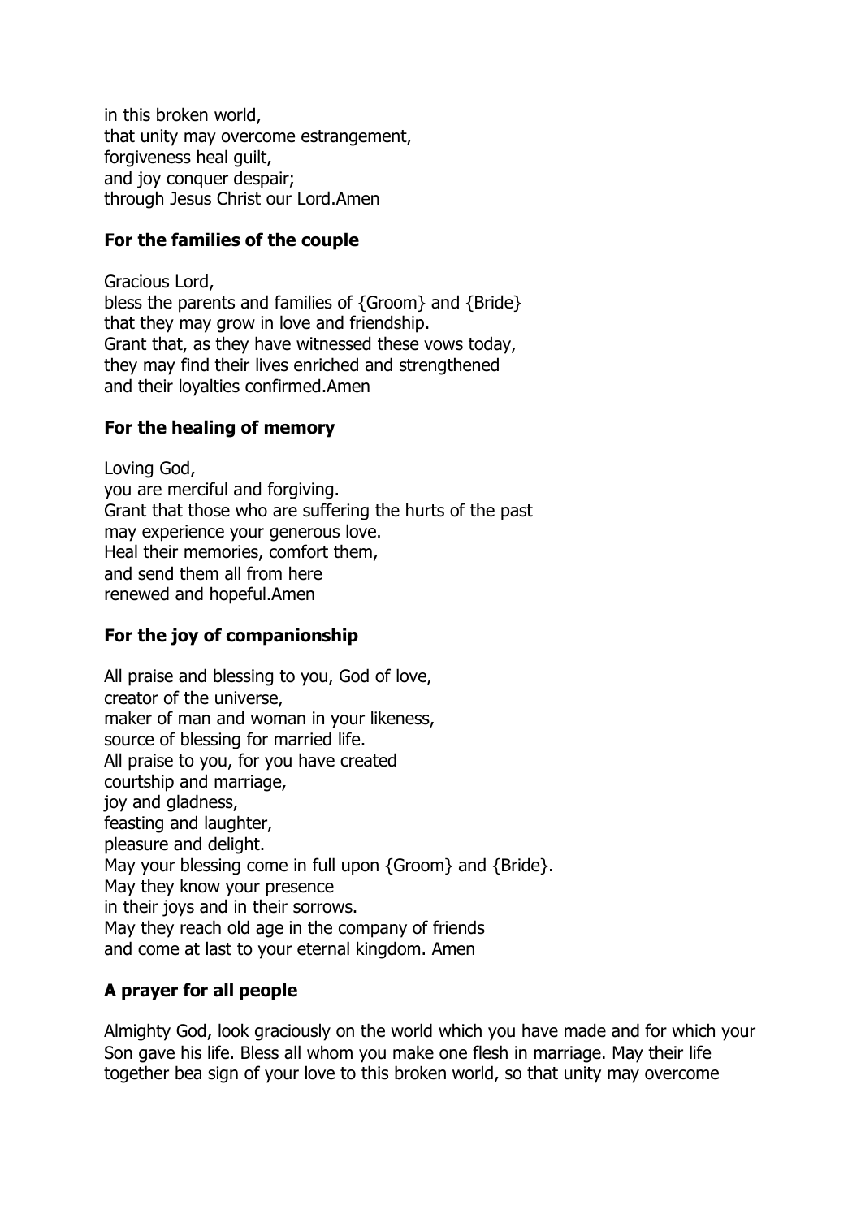in this broken world,  
that unity may overcome estrangement,  
forgiveness heal guilt,  
and joy conquer despair;  
through Jesus Christ our Lord.Amen

### For the families of the couple

Gracious Lord,  
bless the parents and families of {Groom} and {Bride}  
that they may grow in love and friendship.  
Grant that, as they have witnessed these vows today,  
they may find their lives enriched and strengthened  
and their loyalties confirmed.Amen

### For the healing of memory

Loving God,  
you are merciful and forgiving.  
Grant that those who are suffering the hurts of the past  
may experience your generous love.  
Heal their memories, comfort them,  
and send them all from here  
renewed and hopeful.Amen

### For the joy of companionship

All praise and blessing to you, God of love,  
creator of the universe,  
maker of man and woman in your likeness,  
source of blessing for married life.  
All praise to you, for you have created  
courtship and marriage,  
joy and gladness,  
feasting and laughter,  
pleasure and delight.  
May your blessing come in full upon {Groom} and {Bride}.  
May they know your presence  
in their joys and in their sorrows.  
May they reach old age in the company of friends  
and come at last to your eternal kingdom. Amen

### A prayer for all people

Almighty God, look graciously on the world which you have made and for which your Son gave his life. Bless all whom you make one flesh in marriage. May their life together bea sign of your love to this broken world, so that unity may overcome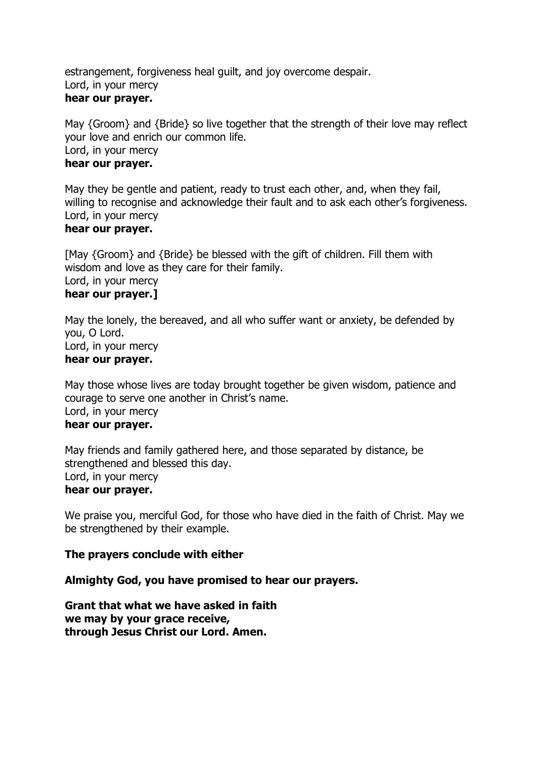estrangement, forgiveness heal guilt, and joy overcome despair.
Lord, in your mercy
**hear our prayer.**

May {Groom} and {Bride} so live together that the strength of their love may reflect your love and enrich our common life.
Lord, in your mercy
**hear our prayer.**

May they be gentle and patient, ready to trust each other, and, when they fail, willing to recognise and acknowledge their fault and to ask each other's forgiveness.
Lord, in your mercy
**hear our prayer.**

[May {Groom} and {Bride} be blessed with the gift of children. Fill them with wisdom and love as they care for their family.
Lord, in your mercy
**hear our prayer.]**

May the lonely, the bereaved, and all who suffer want or anxiety, be defended by you, O Lord.
Lord, in your mercy
**hear our prayer.**

May those whose lives are today brought together be given wisdom, patience and courage to serve one another in Christ's name.
Lord, in your mercy
**hear our prayer.**

May friends and family gathered here, and those separated by distance, be strengthened and blessed this day.
Lord, in your mercy
**hear our prayer.**

We praise you, merciful God, for those who have died in the faith of Christ. May we be strengthened by their example.

**The prayers conclude with either**

**Almighty God, you have promised to hear our prayers.**

**Grant that what we have asked in faith**
**we may by your grace receive,**
**through Jesus Christ our Lord. Amen.**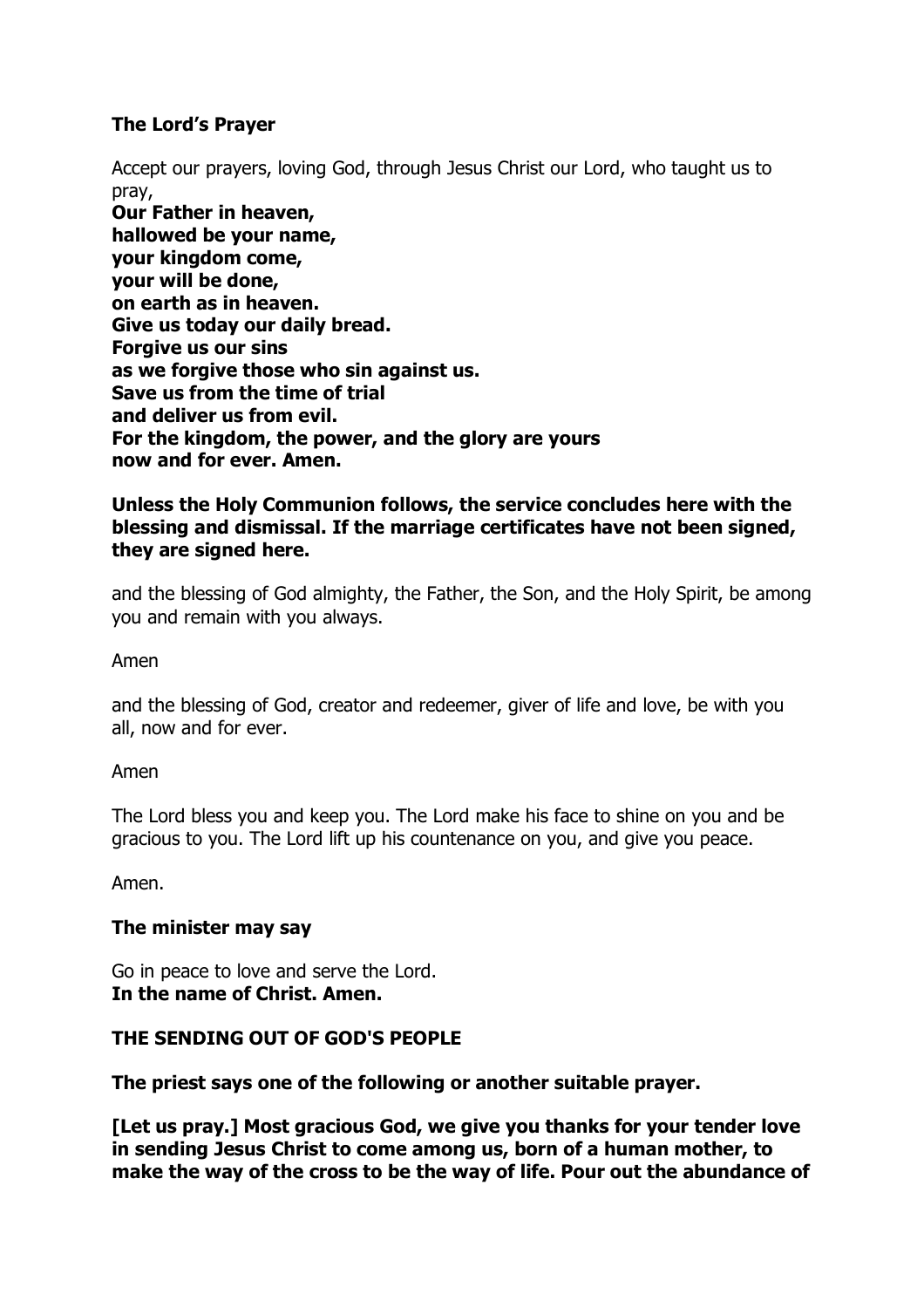**The Lord's Prayer**

Accept our prayers, loving God, through Jesus Christ our Lord, who taught us to pray,
**Our Father in heaven,**
**hallowed be your name,**
**your kingdom come,**
**your will be done,**
**on earth as in heaven.**
**Give us today our daily bread.**
**Forgive us our sins**
**as we forgive those who sin against us.**
**Save us from the time of trial**
**and deliver us from evil.**
**For the kingdom, the power, and the glory are yours**
**now and for ever. Amen.**

**Unless the Holy Communion follows, the service concludes here with the blessing and dismissal. If the marriage certificates have not been signed, they are signed here.**

and the blessing of God almighty, the Father, the Son, and the Holy Spirit, be among you and remain with you always.

Amen

and the blessing of God, creator and redeemer, giver of life and love, be with you all, now and for ever.

Amen

The Lord bless you and keep you. The Lord make his face to shine on you and be gracious to you. The Lord lift up his countenance on you, and give you peace.

Amen.

**The minister may say**

Go in peace to love and serve the Lord.
**In the name of Christ. Amen.**

**THE SENDING OUT OF GOD'S PEOPLE**

**The priest says one of the following or another suitable prayer.**

**[Let us pray.] Most gracious God, we give you thanks for your tender love in sending Jesus Christ to come among us, born of a human mother, to make the way of the cross to be the way of life. Pour out the abundance of**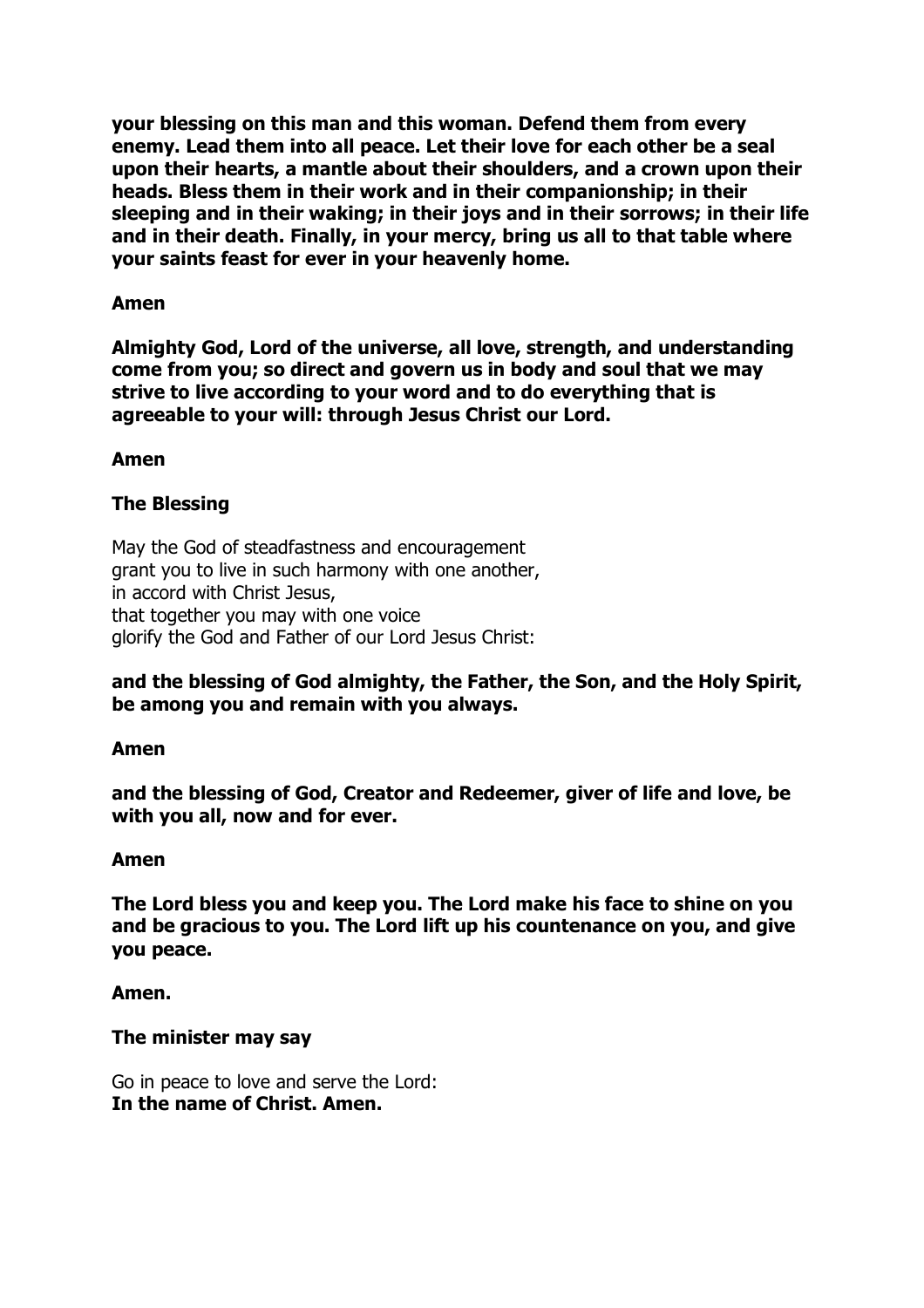**your blessing on this man and this woman. Defend them from every enemy. Lead them into all peace. Let their love for each other be a seal upon their hearts, a mantle about their shoulders, and a crown upon their heads. Bless them in their work and in their companionship; in their sleeping and in their waking; in their joys and in their sorrows; in their life and in their death. Finally, in your mercy, bring us all to that table where your saints feast for ever in your heavenly home.**

**Amen**

**Almighty God, Lord of the universe, all love, strength, and understanding come from you; so direct and govern us in body and soul that we may strive to live according to your word and to do everything that is agreeable to your will: through Jesus Christ our Lord.**

**Amen**

**The Blessing**

May the God of steadfastness and encouragement
grant you to live in such harmony with one another,
in accord with Christ Jesus,
that together you may with one voice
glorify the God and Father of our Lord Jesus Christ:

**and the blessing of God almighty, the Father, the Son, and the Holy Spirit, be among you and remain with you always.**

**Amen**

**and the blessing of God, Creator and Redeemer, giver of life and love, be with you all, now and for ever.**

**Amen**

**The Lord bless you and keep you. The Lord make his face to shine on you and be gracious to you. The Lord lift up his countenance on you, and give you peace.**

**Amen.**

**The minister may say**

Go in peace to love and serve the Lord:
**In the name of Christ. Amen.**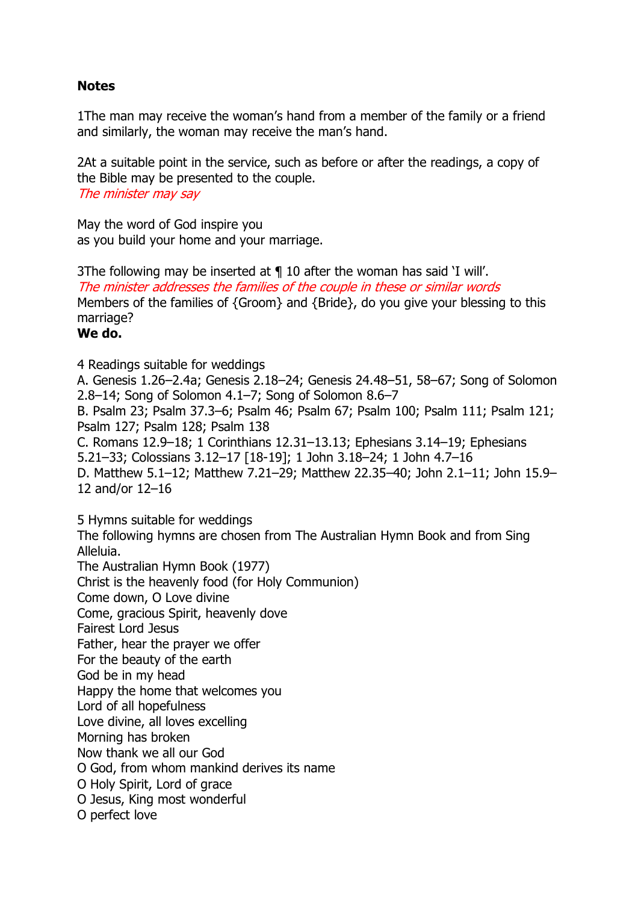**Notes**

1The man may receive the woman's hand from a member of the family or a friend and similarly, the woman may receive the man's hand.

2At a suitable point in the service, such as before or after the readings, a copy of the Bible may be presented to the couple.
*The minister may say*

May the word of God inspire you
as you build your home and your marriage.

3The following may be inserted at ¶ 10 after the woman has said 'I will'.
*The minister addresses the families of the couple in these or similar words*
Members of the families of {Groom} and {Bride}, do you give your blessing to this marriage?
**We do.**

4 Readings suitable for weddings
A. Genesis 1.26–2.4a; Genesis 2.18–24; Genesis 24.48–51, 58–67; Song of Solomon 2.8–14; Song of Solomon 4.1–7; Song of Solomon 8.6–7
B. Psalm 23; Psalm 37.3–6; Psalm 46; Psalm 67; Psalm 100; Psalm 111; Psalm 121; Psalm 127; Psalm 128; Psalm 138
C. Romans 12.9–18; 1 Corinthians 12.31–13.13; Ephesians 3.14–19; Ephesians 5.21–33; Colossians 3.12–17 [18-19]; 1 John 3.18–24; 1 John 4.7–16
D. Matthew 5.1–12; Matthew 7.21–29; Matthew 22.35–40; John 2.1–11; John 15.9–12 and/or 12–16

5 Hymns suitable for weddings
The following hymns are chosen from The Australian Hymn Book and from Sing Alleluia.
The Australian Hymn Book (1977)
Christ is the heavenly food (for Holy Communion)
Come down, O Love divine
Come, gracious Spirit, heavenly dove
Fairest Lord Jesus
Father, hear the prayer we offer
For the beauty of the earth
God be in my head
Happy the home that welcomes you
Lord of all hopefulness
Love divine, all loves excelling
Morning has broken
Now thank we all our God
O God, from whom mankind derives its name
O Holy Spirit, Lord of grace
O Jesus, King most wonderful
O perfect love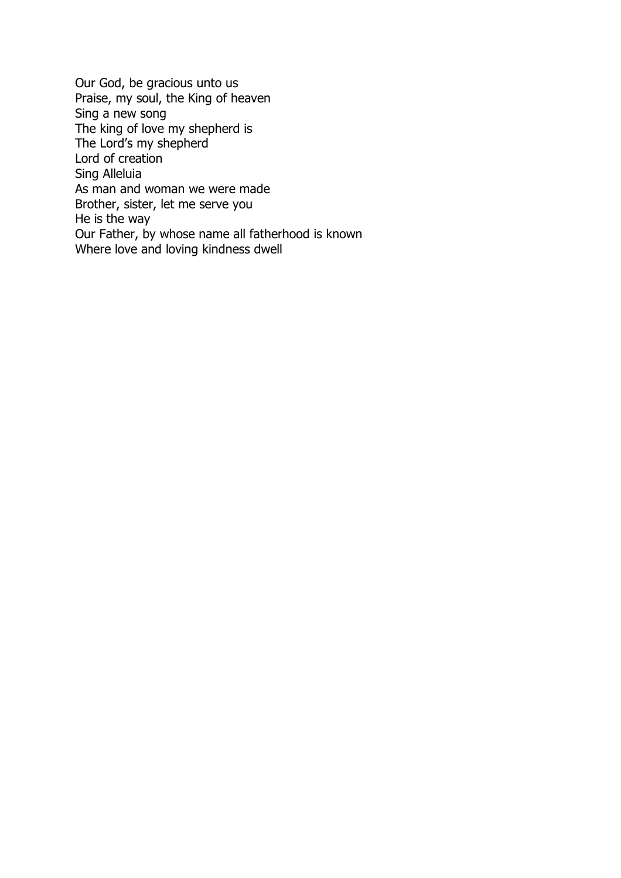Our God, be gracious unto us
Praise, my soul, the King of heaven
Sing a new song
The king of love my shepherd is
The Lord's my shepherd
Lord of creation
Sing Alleluia
As man and woman we were made
Brother, sister, let me serve you
He is the way
Our Father, by whose name all fatherhood is known
Where love and loving kindness dwell